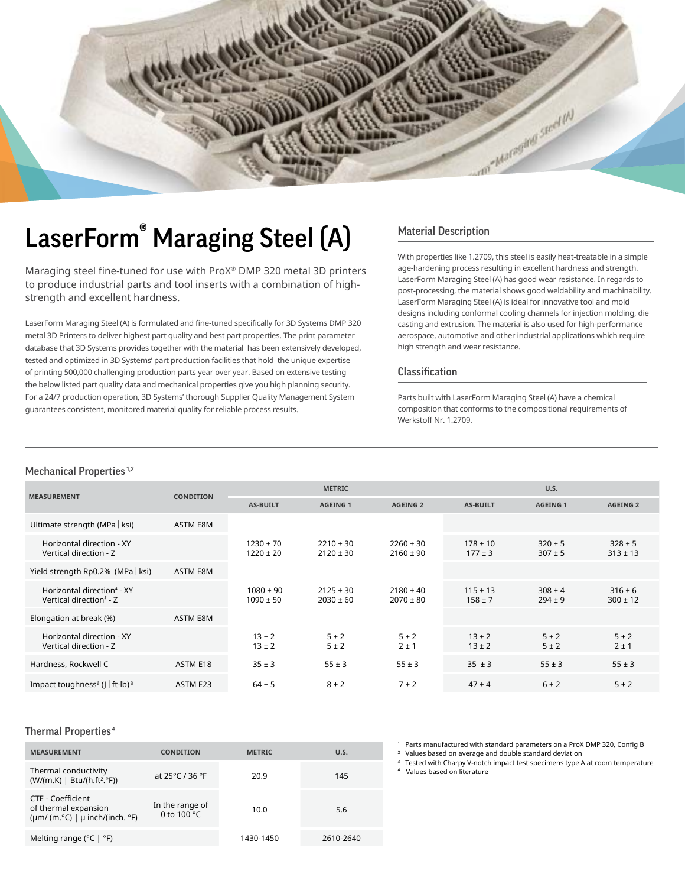# LaserForm® Maraging Steel (A)

Maraging steel fine-tuned for use with ProX® DMP 320 metal 3D printers to produce industrial parts and tool inserts with a combination of high-strength and excellent hardness.

LaserForm Maraging Steel (A) is formulated and fine-tuned specifically for 3D Systems DMP 320 metal 3D Printers to deliver highest part quality and best part properties. The print parameter database that 3D Systems provides together with the material has been extensively developed, tested and optimized in 3D Systems' part production facilities that hold the unique expertise of printing 500,000 challenging production parts year over year. Based on extensive testing the below listed part quality data and mechanical properties give you high planning security. For a 24/7 production operation, 3D Systems' thorough Supplier Quality Management System guarantees consistent, monitored material quality for reliable process results.

## Material Description

With properties like 1.2709, this steel is easily heat-treatable in a simple age-hardening process resulting in excellent hardness and strength. LaserForm Maraging Steel (A) has good wear resistance. In regards to post-processing, the material shows good weldability and machinability. LaserForm Maraging Steel (A) is ideal for innovative tool and mold designs including conformal cooling channels for injection molding, die casting and extrusion. The material is also used for high-performance aerospace, automotive and other industrial applications which require high strength and wear resistance.

## Classification

Parts built with LaserForm Maraging Steel (A) have a chemical composition that conforms to the compositional requirements of Werkstoff Nr. 1.2709.

## Mechanical Properties [1,2]

| MEASUREMENT | CONDITION | METRIC | | | U.S. | | |
|---|---|---|---|---|---|---|---|
| | | AS-BUILT | AGEING 1 | AGEING 2 | AS-BUILT | AGEING 1 | AGEING 2 |
| Ultimate strength (MPa \| ksi) | ASTM E8M | | | | | | |
| Horizontal direction - XY<br>Vertical direction - Z | | 1230 ± 70<br>1220 ± 20 | 2210 ± 30<br>2120 ± 30 | 2260 ± 30<br>2160 ± 90 | 178 ± 10<br>177 ± 3 | 320 ± 5<br>307 ± 5 | 328 ± 5<br>313 ± 13 |
| Yield strength Rp0.2% (MPa \| ksi) | ASTM E8M | | | | | | |
| Horizontal direction[4] - XY<br>Vertical direction[5] - Z | | 1080 ± 90<br>1090 ± 50 | 2125 ± 30<br>2030 ± 60 | 2180 ± 40<br>2070 ± 80 | 115 ± 13<br>158 ± 7 | 308 ± 4<br>294 ± 9 | 316 ± 6<br>300 ± 12 |
| Elongation at break (%) | ASTM E8M | | | | | | |
| Horizontal direction - XY<br>Vertical direction - Z | | 13 ± 2<br>13 ± 2 | 5 ± 2<br>5 ± 2 | 5 ± 2<br>2 ± 1 | 13 ± 2<br>13 ± 2 | 5 ± 2<br>5 ± 2 | 5 ± 2<br>2 ± 1 |
| Hardness, Rockwell C | ASTM E18 | 35 ± 3 | 55 ± 3 | 55 ± 3 | 35 ± 3 | 55 ± 3 | 55 ± 3 |
| Impact toughness[6] (J \| ft-lb)[3] | ASTM E23 | 64 ± 5 | 8 ± 2 | 7 ± 2 | 47 ± 4 | 6 ± 2 | 5 ± 2 |

## Thermal Properties [4]

| MEASUREMENT | CONDITION | METRIC | U.S. |
|---|---|---|---|
| Thermal conductivity (W/(m.K) \| Btu/(h.ft².°F)) | at 25°C / 36 °F | 20.9 | 145 |
| CTE - Coefficient of thermal expansion (µm/ (m.°C) \| µ inch/(inch. °F) | In the range of 0 to 100 °C | 10.0 | 5.6 |
| Melting range (°C \| °F) | | 1430-1450 | 2610-2640 |

[1] Parts manufactured with standard parameters on a ProX DMP 320, Config B
[2] Values based on average and double standard deviation
[3] Tested with Charpy V-notch impact test specimens type A at room temperature
[4] Values based on literature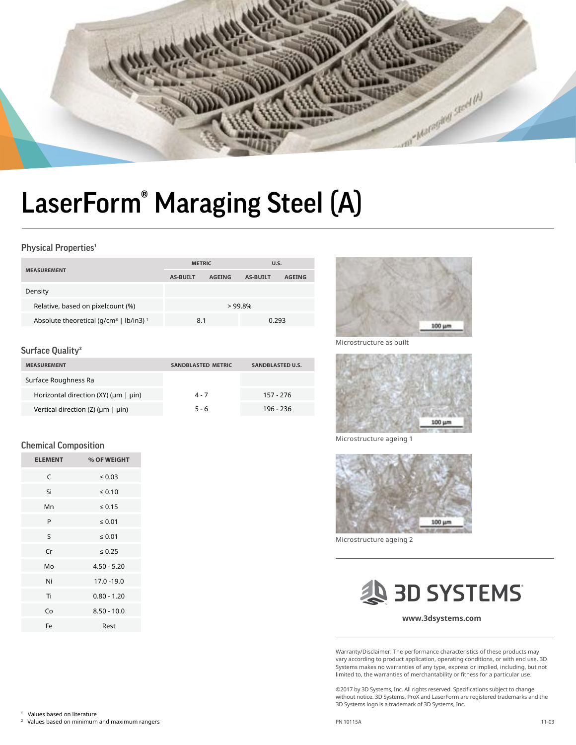# LaserForm® Maraging Steel (A)

## Physical Properties[1]

| MEASUREMENT | METRIC | | U.S. | |
|---|---|---|---|---|
| | AS-BUILT | AGEING | AS-BUILT | AGEING |
| Density | | | | |
| Relative, based on pixelcount (%) | > 99.8% | | | |
| Absolute theoretical (g/cm³ \| lb/in3) [1] | 8.1 | | 0.293 | |

## Surface Quality[2]

| MEASUREMENT | SANDBLASTED METRIC | SANDBLASTED U.S. |
|---|---|---|
| Surface Roughness Ra | | |
| Horizontal direction (XY) (μm \| μin) | 4 - 7 | 157 - 276 |
| Vertical direction (Z) (μm \| μin) | 5 - 6 | 196 - 236 |

## Chemical Composition

| ELEMENT | % OF WEIGHT |
|---|---|
| C | ≤ 0.03 |
| Si | ≤ 0.10 |
| Mn | ≤ 0.15 |
| P | ≤ 0.01 |
| S | ≤ 0.01 |
| Cr | ≤ 0.25 |
| Mo | 4.50 - 5.20 |
| Ni | 17.0 -19.0 |
| Ti | 0.80 - 1.20 |
| Co | 8.50 - 10.0 |
| Fe | Rest |

100 μm

Microstructure as built

100 μm

Microstructure ageing 1

100 μm

Microstructure ageing 2

3D SYSTEMS

**www.3dsystems.com**

Warranty/Disclaimer: The performance characteristics of these products may vary according to product application, operating conditions, or with end use. 3D Systems makes no warranties of any type, express or implied, including, but not limited to, the warranties of merchantability or fitness for a particular use.

©2017 by 3D Systems, Inc. All rights reserved. Specifications subject to change without notice. 3D Systems, ProX and LaserForm are registered trademarks and the 3D Systems logo is a trademark of 3D Systems, Inc.

PN 10115A 11-03

[1] Values based on literature
[2] Values based on minimum and maximum rangers